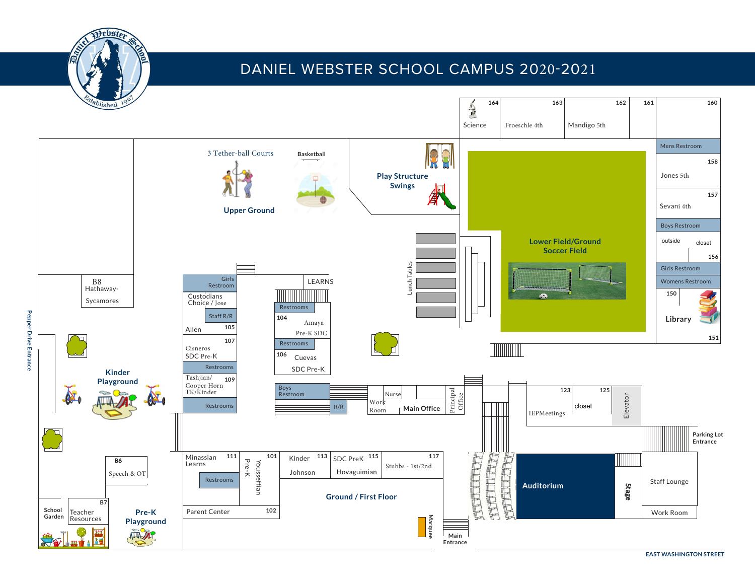# DANIEL WEBSTER SCHOOL CAMPUS 2020-2021

Daniel Webster School
Established 1927

Pepper Drive Entrance

164 Science
163 Froeschle 4th
162 Mandigo 5th
161
160

Mens Restroom
158 Jones 5th
157 Sevani 4th
Boys Restroom
outside closet
156
Girls Restroom
Womens Restroom
150
Library
151

3 Tether-ball Courts

Basketball

Upper Ground

Play Structure
Swings

Lunch Tables

Lower Field/Ground
Soccer Field

B8
Hathaway-Sycamores

Girls Restroom
Custodians Choice / Jose
Staff R/R
Allen 105
107 Cisneros SDC Pre-K
Restrooms
Tashjian/ Cooper Horn TK/Kinder 109
Restrooms

LEARNS
Restrooms
104 Amaya Pre-K SDC
Restrooms
106 Cuevas SDC Pre-K

Boys Restroom
R/R
Work Room
Nurse
Main Office
Principal Office

123 IEPMeetings
125 closet
Elevator

Kinder Playground

Parking Lot Entrance

B6
Speech & OT

B7
School Garden
Teacher Resources

Pre-K Playground

Minassian Learns 111
Restrooms
101 Pre-K Yousseffian
Kinder 113 Johnson
SDC PreK 115 Hovaguimian
117 Stubbs - 1st/2nd
Parent Center 102

Ground / First Floor

Marquee

Main Entrance

Auditorium
Stage
Staff Lounge
Work Room

EAST WASHINGTON STREET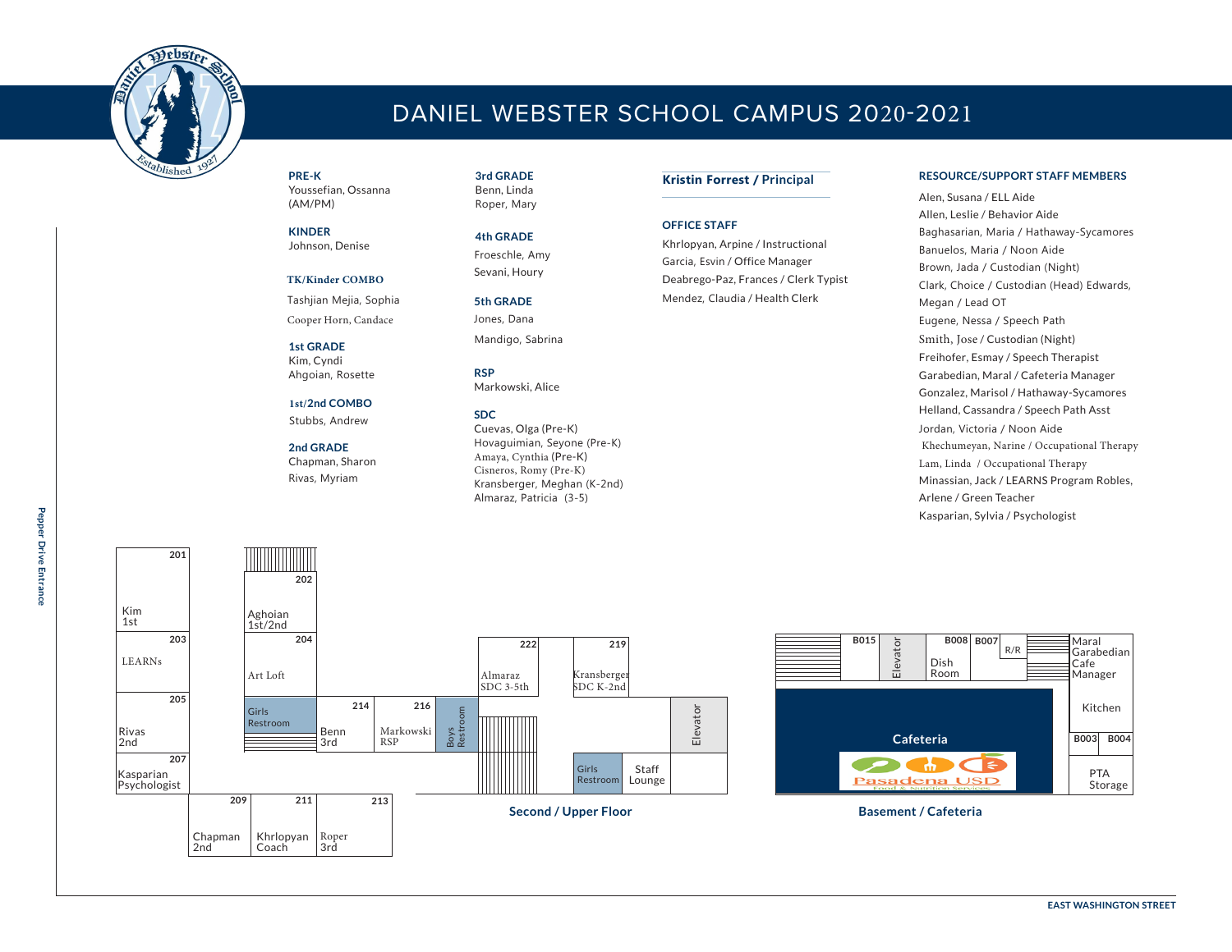# DANIEL WEBSTER SCHOOL CAMPUS 2020-2021

**PRE-K**
Youssefian, Ossanna (AM/PM)

**KINDER**
Johnson, Denise

**TK/Kinder COMBO**
Tashjian Mejia, Sophia
Cooper Horn, Candace

**1st GRADE**
Kim, Cyndi
Ahgoian, Rosette

**1st/2nd COMBO**
Stubbs, Andrew

**2nd GRADE**
Chapman, Sharon
Rivas, Myriam

**3rd GRADE**
Benn, Linda
Roper, Mary

**4th GRADE**
Froeschle, Amy
Sevani, Houry

**5th GRADE**
Jones, Dana
Mandigo, Sabrina

**RSP**
Markowski, Alice

**SDC**
Cuevas, Olga (Pre-K)
Hovaguimian, Seyone (Pre-K)
Amaya, Cynthia (Pre-K)
Cisneros, Romy (Pre-K)
Kransberger, Meghan (K-2nd)
Almaraz, Patricia (3-5)

**Kristin Forrest / Principal**

**OFFICE STAFF**
Khrlopyan, Arpine / Instructional
Garcia, Esvin / Office Manager
Deabrego-Paz, Frances / Clerk Typist
Mendez, Claudia / Health Clerk

**RESOURCE/SUPPORT STAFF MEMBERS**
Alen, Susana / ELL Aide
Allen, Leslie / Behavior Aide
Baghasarian, Maria / Hathaway-Sycamores
Banuelos, Maria / Noon Aide
Brown, Jada / Custodian (Night)
Clark, Choice / Custodian (Head) Edwards, Megan / Lead OT
Eugene, Nessa / Speech Path
Smith, Jose / Custodian (Night)
Freihofer, Esmay / Speech Therapist
Garabedian, Maral / Cafeteria Manager
Gonzalez, Marisol / Hathaway-Sycamores
Helland, Cassandra / Speech Path Asst
Jordan, Victoria / Noon Aide
Khechumeyan, Narine / Occupational Therapy
Lam, Linda / Occupational Therapy
Minassian, Jack / LEARNS Program Robles, Arlene / Green Teacher
Kasparian, Sylvia / Psychologist

Pepper Drive Entrance

201 Kim 1st
202 Aghoian 1st/2nd
203 LEARNs
204 Art Loft
205 Rivas 2nd
207 Kasparian Psychologist
209 Chapman 2nd
211 Khrlopyan Coach
213 Roper 3rd
214 Benn 3rd
216 Markowski RSP
Girls Restroom
Boys Restroom
222 Almaraz SDC 3-5th
219 Kransberger SDC K-2nd
Elevator
Girls Restroom
Staff Lounge

**Second / Upper Floor**

B015
Elevator
B008 Dish Room
B007
R/R
Maral Garabedian Cafe Manager
Kitchen
B003
B004
Cafeteria
Pasadena USD Food & Nutrition Services
PTA Storage

**Basement / Cafeteria**

EAST WASHINGTON STREET